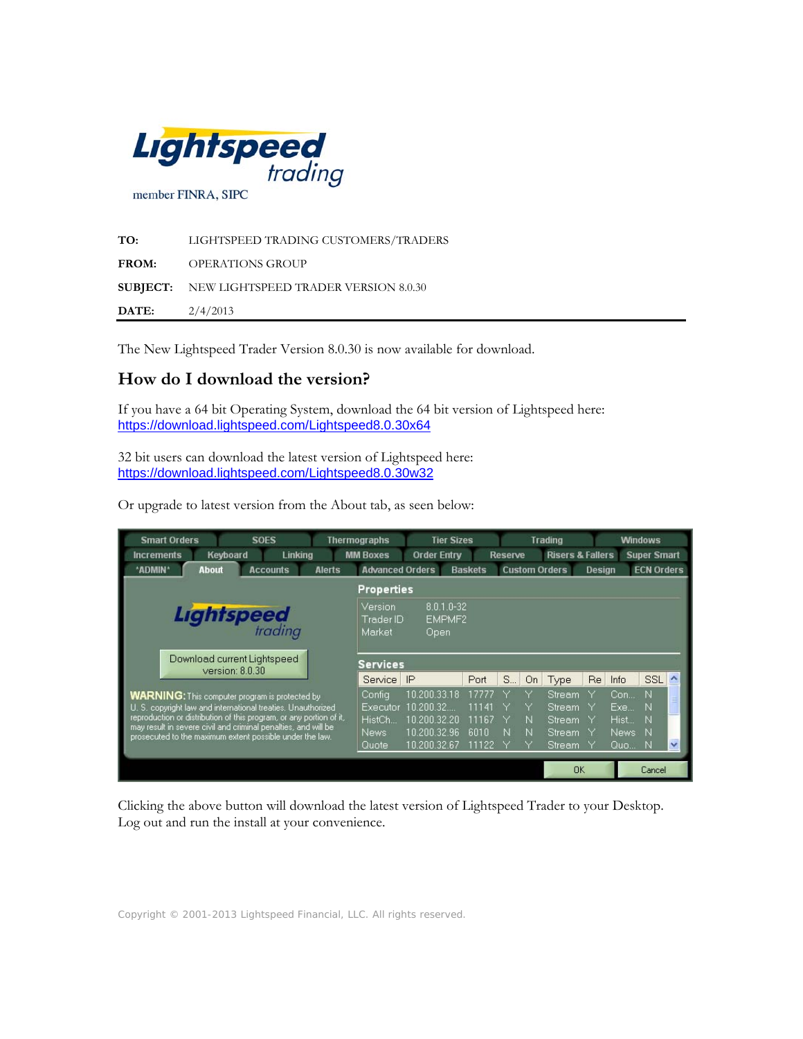**Lightspeed** *trading*

member FINRA, SIPC

| | |
|---|---|
| **TO:** | LIGHTSPEED TRADING CUSTOMERS/TRADERS |
| **FROM:** | OPERATIONS GROUP |
| **SUBJECT:** | NEW LIGHTSPEED TRADER VERSION 8.0.30 |
| **DATE:** | 2/4/2013 |

The New Lightspeed Trader Version 8.0.30 is now available for download.

## How do I download the version?

If you have a 64 bit Operating System, download the 64 bit version of Lightspeed here:
https://download.lightspeed.com/Lightspeed8.0.30x64

32 bit users can download the latest version of Lightspeed here:
https://download.lightspeed.com/Lightspeed8.0.30w32

Or upgrade to latest version from the About tab, as seen below:

Clicking the above button will download the latest version of Lightspeed Trader to your Desktop. Log out and run the install at your convenience.

Copyright © 2001-2013 Lightspeed Financial, LLC. All rights reserved.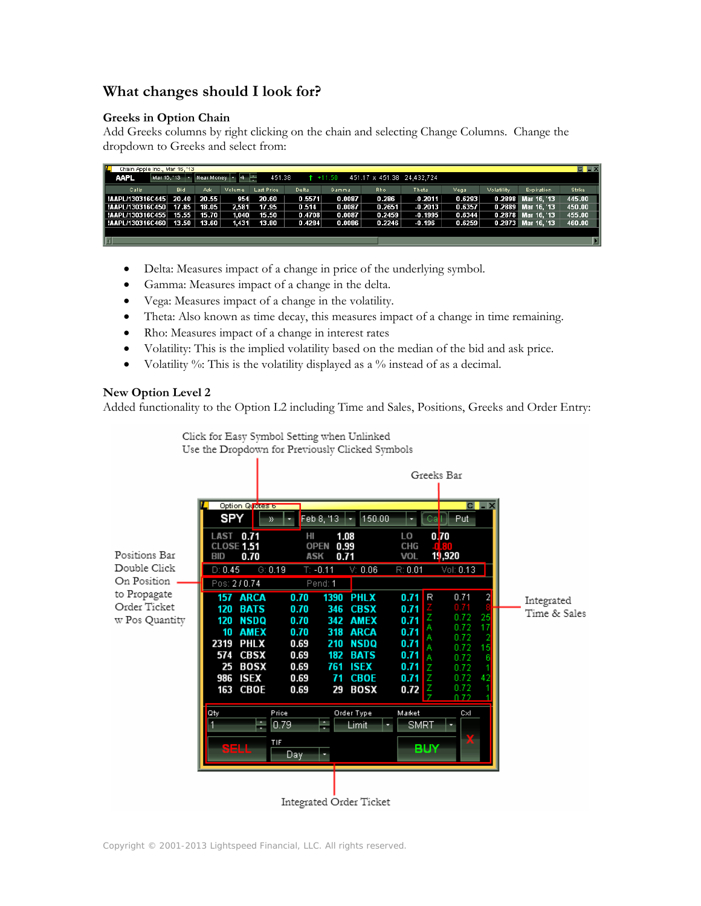## What changes should I look for?

### Greeks in Option Chain

Add Greeks columns by right clicking on the chain and selecting Change Columns. Change the dropdown to Greeks and select from:

- Delta: Measures impact of a change in price of the underlying symbol.
- Gamma: Measures impact of a change in the delta.
- Vega: Measures impact of a change in the volatility.
- Theta: Also known as time decay, this measures impact of a change in time remaining.
- Rho: Measures impact of a change in interest rates
- Volatility: This is the implied volatility based on the median of the bid and ask price.
- Volatility %: This is the volatility displayed as a % instead of as a decimal.

### New Option Level 2

Added functionality to the Option L2 including Time and Sales, Positions, Greeks and Order Entry:

Click for Easy Symbol Setting when Unlinked
Use the Dropdown for Previously Clicked Symbols

Greeks Bar

Positions Bar
Double Click
On Position
to Propagate
Order Ticket
w Pos Quantity

Integrated
Time & Sales

Integrated Order Ticket

Copyright © 2001-2013 Lightspeed Financial, LLC. All rights reserved.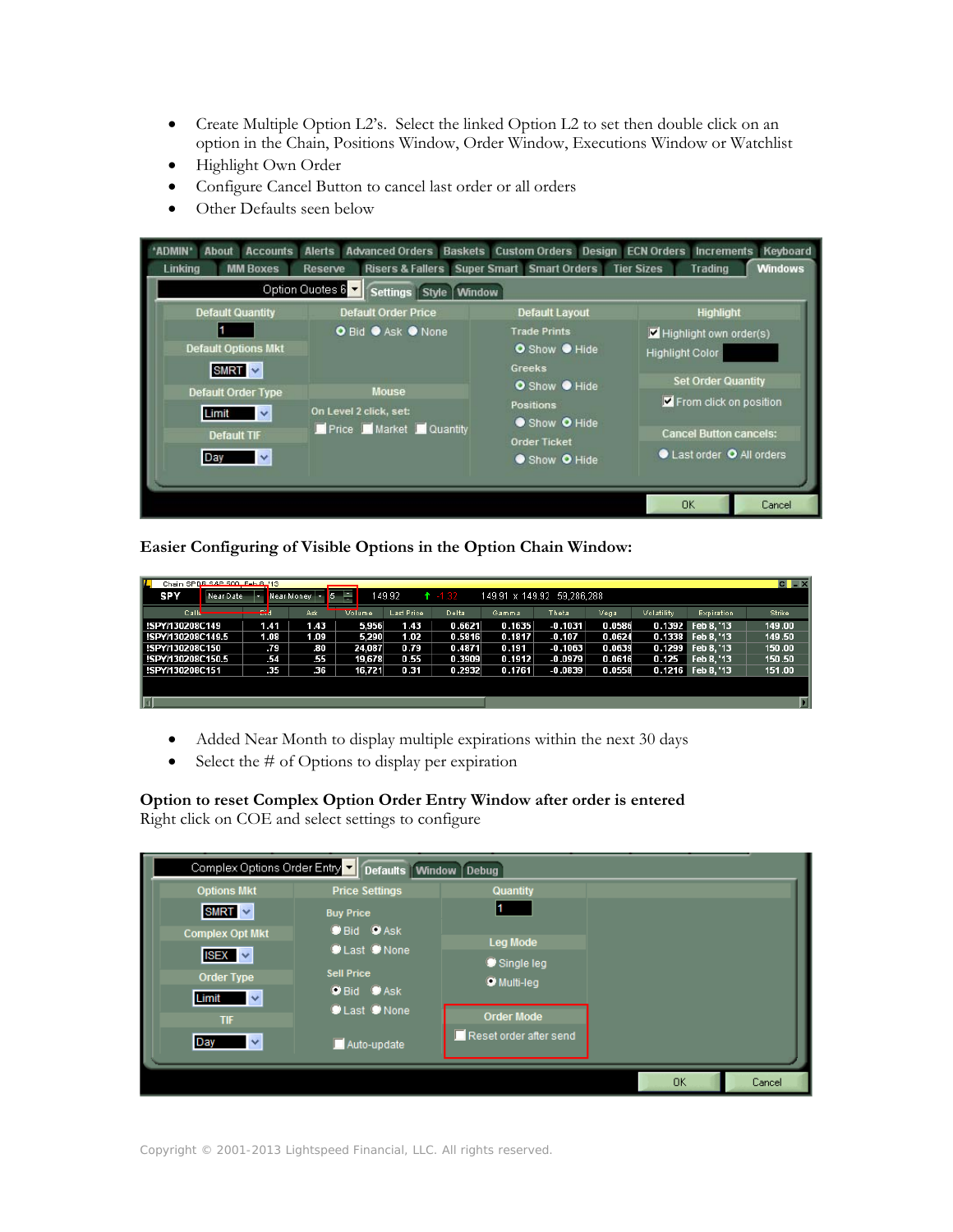- Create Multiple Option L2's. Select the linked Option L2 to set then double click on an option in the Chain, Positions Window, Order Window, Executions Window or Watchlist
- Highlight Own Order
- Configure Cancel Button to cancel last order or all orders
- Other Defaults seen below

**Easier Configuring of Visible Options in the Option Chain Window:**

- Added Near Month to display multiple expirations within the next 30 days
- Select the # of Options to display per expiration

**Option to reset Complex Option Order Entry Window after order is entered**

Right click on COE and select settings to configure

Copyright © 2001-2013 Lightspeed Financial, LLC. All rights reserved.